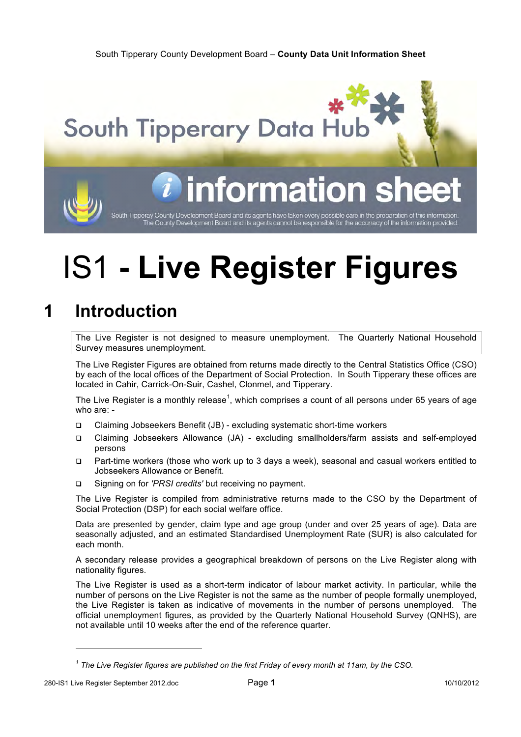South Tipperary County Development Board – **County Data Unit Information Sheet**

South Tipperary Data Hub

information sheet

South Tipperay County Development Board and its agents have taken every possible care in the preparation of this information. The County Development Board and its agents cannot be responsible for the accuracy of the information provided.

# IS1 - Live Register Figures

## 1 Introduction

The Live Register is not designed to measure unemployment. The Quarterly National Household Survey measures unemployment.

The Live Register Figures are obtained from returns made directly to the Central Statistics Office (CSO) by each of the local offices of the Department of Social Protection. In South Tipperary these offices are located in Cahir, Carrick-On-Suir, Cashel, Clonmel, and Tipperary.

The Live Register is a monthly release[1], which comprises a count of all persons under 65 years of age who are: -

- Claiming Jobseekers Benefit (JB) - excluding systematic short-time workers
- Claiming Jobseekers Allowance (JA) - excluding smallholders/farm assists and self-employed persons
- Part-time workers (those who work up to 3 days a week), seasonal and casual workers entitled to Jobseekers Allowance or Benefit.
- Signing on for *'PRSI credits'* but receiving no payment.

The Live Register is compiled from administrative returns made to the CSO by the Department of Social Protection (DSP) for each social welfare office.

Data are presented by gender, claim type and age group (under and over 25 years of age). Data are seasonally adjusted, and an estimated Standardised Unemployment Rate (SUR) is also calculated for each month.

A secondary release provides a geographical breakdown of persons on the Live Register along with nationality figures.

The Live Register is used as a short-term indicator of labour market activity. In particular, while the number of persons on the Live Register is not the same as the number of people formally unemployed, the Live Register is taken as indicative of movements in the number of persons unemployed. The official unemployment figures, as provided by the Quarterly National Household Survey (QNHS), are not available until 10 weeks after the end of the reference quarter.

---

[1] *The Live Register figures are published on the first Friday of every month at 11am, by the CSO.*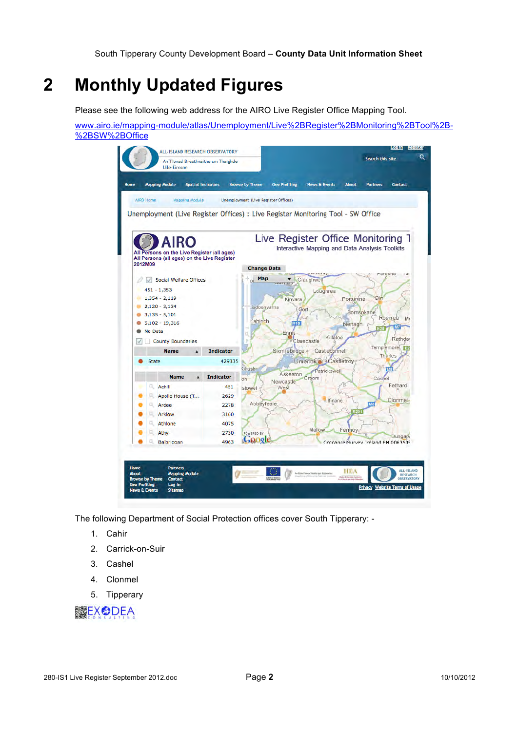# 2 Monthly Updated Figures

Please see the following web address for the AIRO Live Register Office Mapping Tool.

www.airo.ie/mapping-module/atlas/Unemployment/Live%2BRegister%2BMonitoring%2BTool%2B-%2BSW%2BOffice

The following Department of Social Protection offices cover South Tipperary: -

1. Cahir
2. Carrick-on-Suir
3. Cashel
4. Clonmel
5. Tipperary